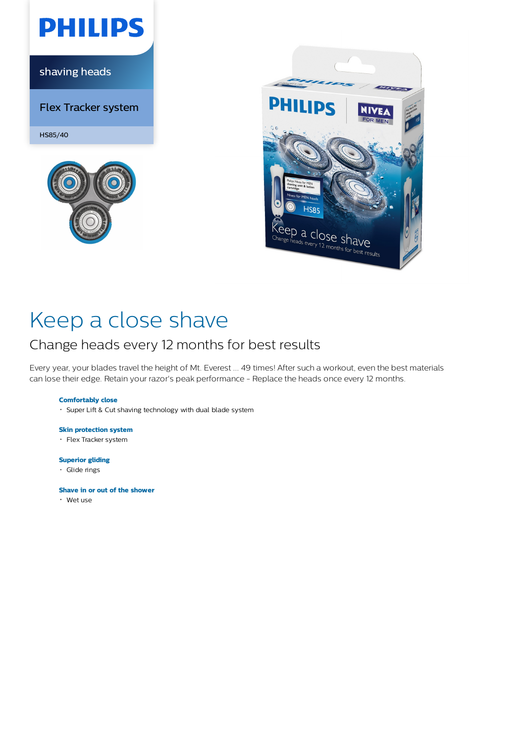PHILIPS

shaving heads

Flex Tracker system

HS85/40

# Keep a close shave

## Change heads every 12 months for best results

Every year, your blades travel the height of Mt. Everest ... 49 times! After such a workout, even the best materials can lose their edge. Retain your razor's peak performance - Replace the heads once every 12 months.

**Comfortably close**

- Super Lift & Cut shaving technology with dual blade system

**Skin protection system**

- Flex Tracker system

**Superior gliding**

- Glide rings

**Shave in or out of the shower**

- Wet use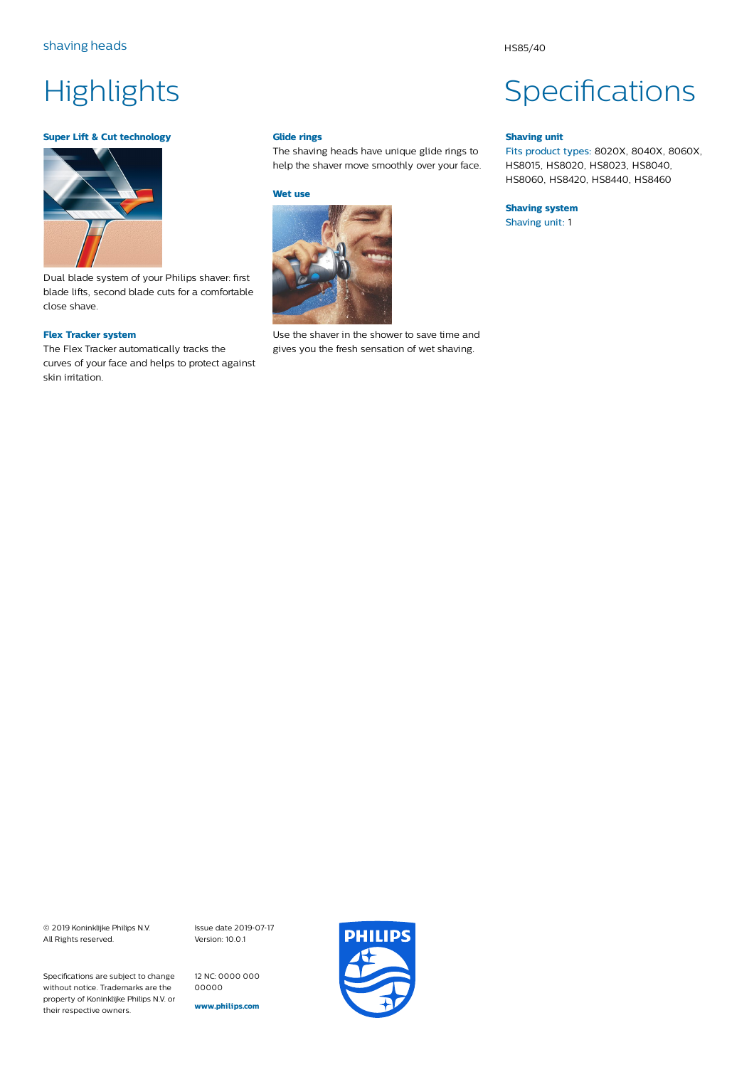shaving heads

HS85/40

# Highlights

### Super Lift & Cut technology

Dual blade system of your Philips shaver: first blade lifts, second blade cuts for a comfortable close shave.

### Flex Tracker system

The Flex Tracker automatically tracks the curves of your face and helps to protect against skin irritation.

### Glide rings

The shaving heads have unique glide rings to help the shaver move smoothly over your face.

### Wet use

Use the shaver in the shower to save time and gives you the fresh sensation of wet shaving.

# Specifications

### Shaving unit

- Fits product types: 8020X, 8040X, 8060X, HS8015, HS8020, HS8023, HS8040, HS8060, HS8420, HS8440, HS8460

### Shaving system

- Shaving unit: 1

© 2019 Koninklijke Philips N.V.
All Rights reserved.

Specifications are subject to change without notice. Trademarks are the property of Koninklijke Philips N.V. or their respective owners.

Issue date 2019-07-17
Version: 10.0.1

12 NC: 0000 000 00000

www.philips.com